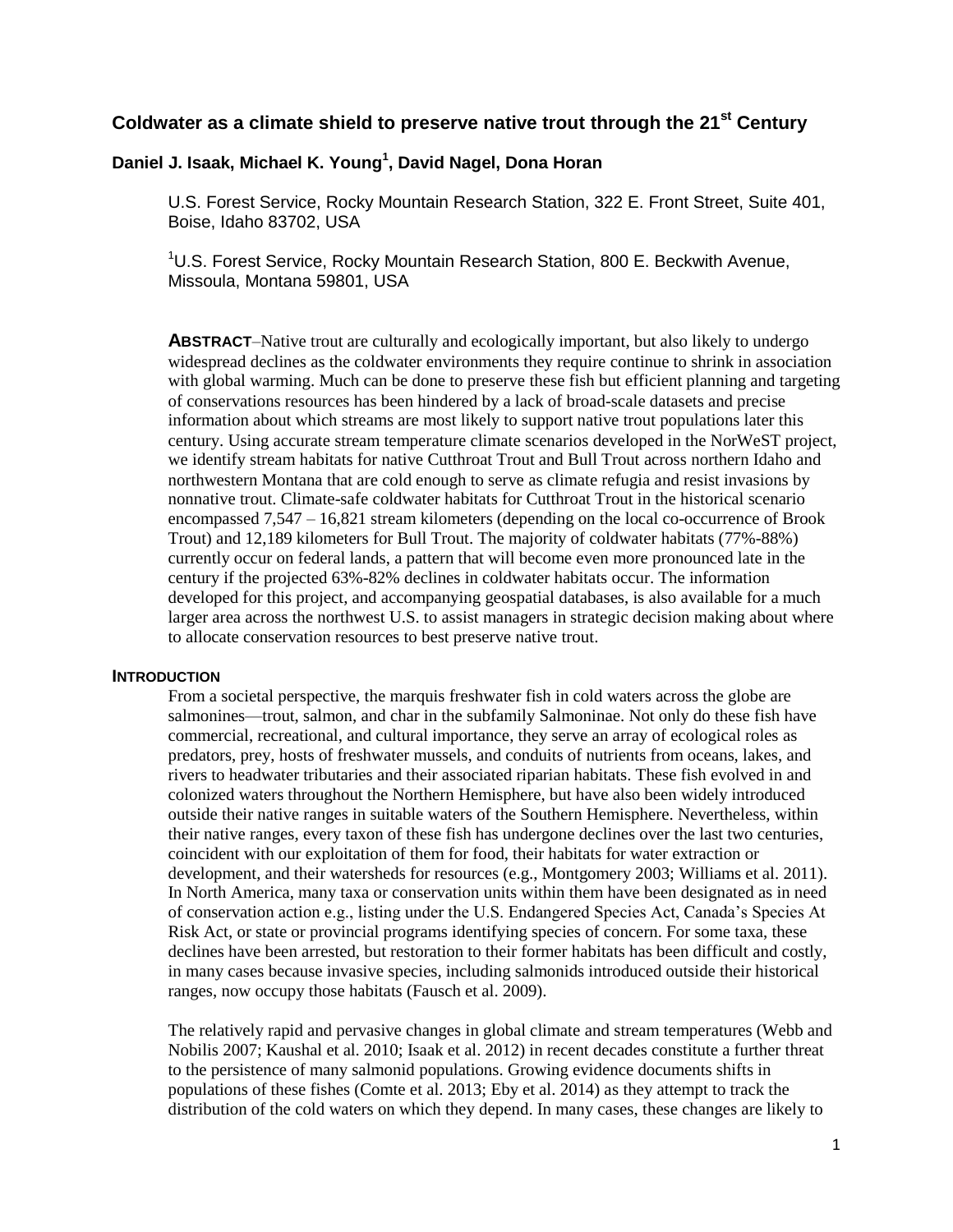# Coldwater as a climate shield to preserve native trout through the 21st Century

**Daniel J. Isaak, Michael K. Young[1], David Nagel, Dona Horan**

U.S. Forest Service, Rocky Mountain Research Station, 322 E. Front Street, Suite 401, Boise, Idaho 83702, USA

[1]U.S. Forest Service, Rocky Mountain Research Station, 800 E. Beckwith Avenue, Missoula, Montana 59801, USA

**ABSTRACT**–Native trout are culturally and ecologically important, but also likely to undergo widespread declines as the coldwater environments they require continue to shrink in association with global warming. Much can be done to preserve these fish but efficient planning and targeting of conservations resources has been hindered by a lack of broad-scale datasets and precise information about which streams are most likely to support native trout populations later this century. Using accurate stream temperature climate scenarios developed in the NorWeST project, we identify stream habitats for native Cutthroat Trout and Bull Trout across northern Idaho and northwestern Montana that are cold enough to serve as climate refugia and resist invasions by nonnative trout. Climate-safe coldwater habitats for Cutthroat Trout in the historical scenario encompassed 7,547 – 16,821 stream kilometers (depending on the local co-occurrence of Brook Trout) and 12,189 kilometers for Bull Trout. The majority of coldwater habitats (77%-88%) currently occur on federal lands, a pattern that will become even more pronounced late in the century if the projected 63%-82% declines in coldwater habitats occur. The information developed for this project, and accompanying geospatial databases, is also available for a much larger area across the northwest U.S. to assist managers in strategic decision making about where to allocate conservation resources to best preserve native trout.

## INTRODUCTION

From a societal perspective, the marquis freshwater fish in cold waters across the globe are salmonines—trout, salmon, and char in the subfamily Salmoninae. Not only do these fish have commercial, recreational, and cultural importance, they serve an array of ecological roles as predators, prey, hosts of freshwater mussels, and conduits of nutrients from oceans, lakes, and rivers to headwater tributaries and their associated riparian habitats. These fish evolved in and colonized waters throughout the Northern Hemisphere, but have also been widely introduced outside their native ranges in suitable waters of the Southern Hemisphere. Nevertheless, within their native ranges, every taxon of these fish has undergone declines over the last two centuries, coincident with our exploitation of them for food, their habitats for water extraction or development, and their watersheds for resources (e.g., Montgomery 2003; Williams et al. 2011). In North America, many taxa or conservation units within them have been designated as in need of conservation action e.g., listing under the U.S. Endangered Species Act, Canada's Species At Risk Act, or state or provincial programs identifying species of concern. For some taxa, these declines have been arrested, but restoration to their former habitats has been difficult and costly, in many cases because invasive species, including salmonids introduced outside their historical ranges, now occupy those habitats (Fausch et al. 2009).

The relatively rapid and pervasive changes in global climate and stream temperatures (Webb and Nobilis 2007; Kaushal et al. 2010; Isaak et al. 2012) in recent decades constitute a further threat to the persistence of many salmonid populations. Growing evidence documents shifts in populations of these fishes (Comte et al. 2013; Eby et al. 2014) as they attempt to track the distribution of the cold waters on which they depend. In many cases, these changes are likely to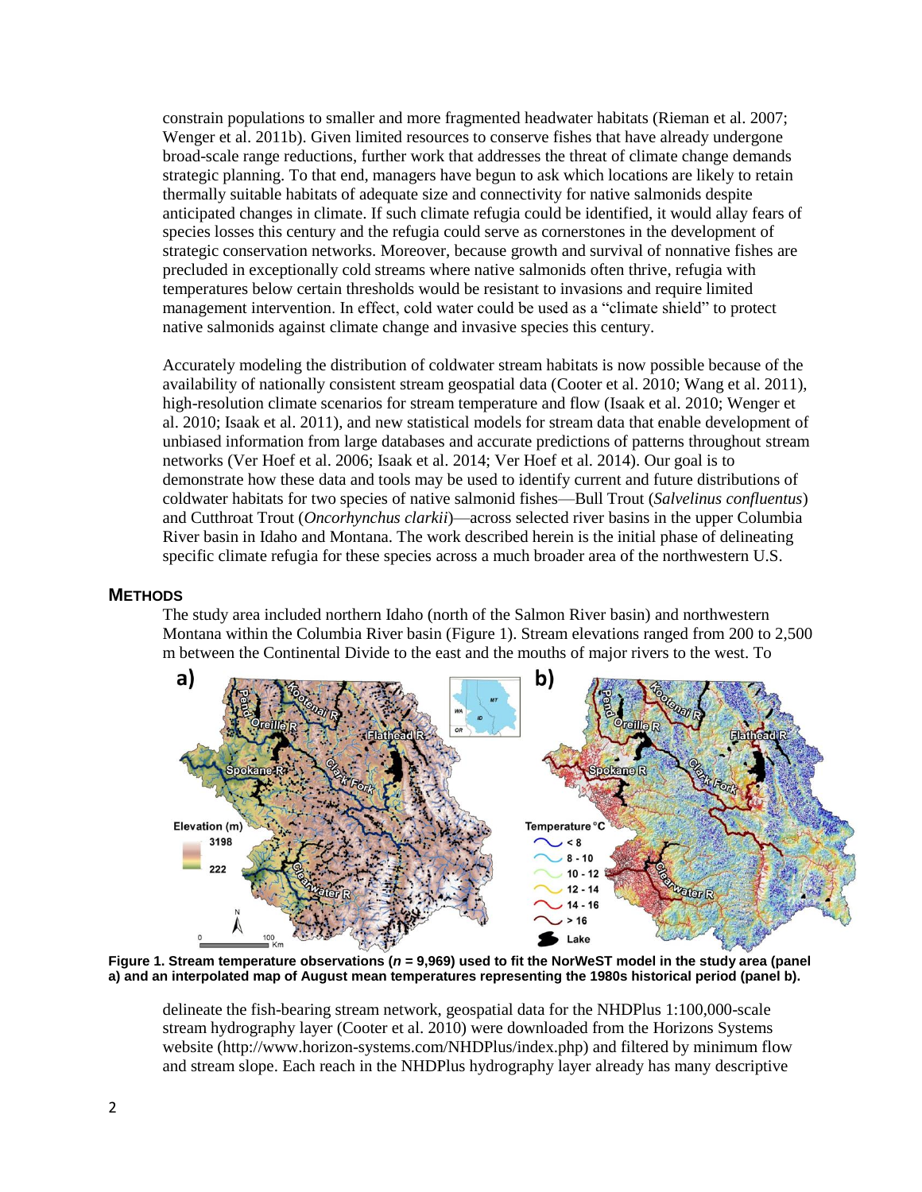constrain populations to smaller and more fragmented headwater habitats (Rieman et al. 2007; Wenger et al. 2011b). Given limited resources to conserve fishes that have already undergone broad-scale range reductions, further work that addresses the threat of climate change demands strategic planning. To that end, managers have begun to ask which locations are likely to retain thermally suitable habitats of adequate size and connectivity for native salmonids despite anticipated changes in climate. If such climate refugia could be identified, it would allay fears of species losses this century and the refugia could serve as cornerstones in the development of strategic conservation networks. Moreover, because growth and survival of nonnative fishes are precluded in exceptionally cold streams where native salmonids often thrive, refugia with temperatures below certain thresholds would be resistant to invasions and require limited management intervention. In effect, cold water could be used as a "climate shield" to protect native salmonids against climate change and invasive species this century.

Accurately modeling the distribution of coldwater stream habitats is now possible because of the availability of nationally consistent stream geospatial data (Cooter et al. 2010; Wang et al. 2011), high-resolution climate scenarios for stream temperature and flow (Isaak et al. 2010; Wenger et al. 2010; Isaak et al. 2011), and new statistical models for stream data that enable development of unbiased information from large databases and accurate predictions of patterns throughout stream networks (Ver Hoef et al. 2006; Isaak et al. 2014; Ver Hoef et al. 2014). Our goal is to demonstrate how these data and tools may be used to identify current and future distributions of coldwater habitats for two species of native salmonid fishes—Bull Trout (*Salvelinus confluentus*) and Cutthroat Trout (*Oncorhynchus clarkii*)—across selected river basins in the upper Columbia River basin in Idaho and Montana. The work described herein is the initial phase of delineating specific climate refugia for these species across a much broader area of the northwestern U.S.

## METHODS

The study area included northern Idaho (north of the Salmon River basin) and northwestern Montana within the Columbia River basin (Figure 1). Stream elevations ranged from 200 to 2,500 m between the Continental Divide to the east and the mouths of major rivers to the west. To delineate the fish-bearing stream network, geospatial data for the NHDPlus 1:100,000-scale stream hydrography layer (Cooter et al. 2010) were downloaded from the Horizons Systems website (http://www.horizon-systems.com/NHDPlus/index.php) and filtered by minimum flow and stream slope. Each reach in the NHDPlus hydrography layer already has many descriptive

**Figure 1. Stream temperature observations (*n* = 9,969) used to fit the NorWeST model in the study area (panel a) and an interpolated map of August mean temperatures representing the 1980s historical period (panel b).**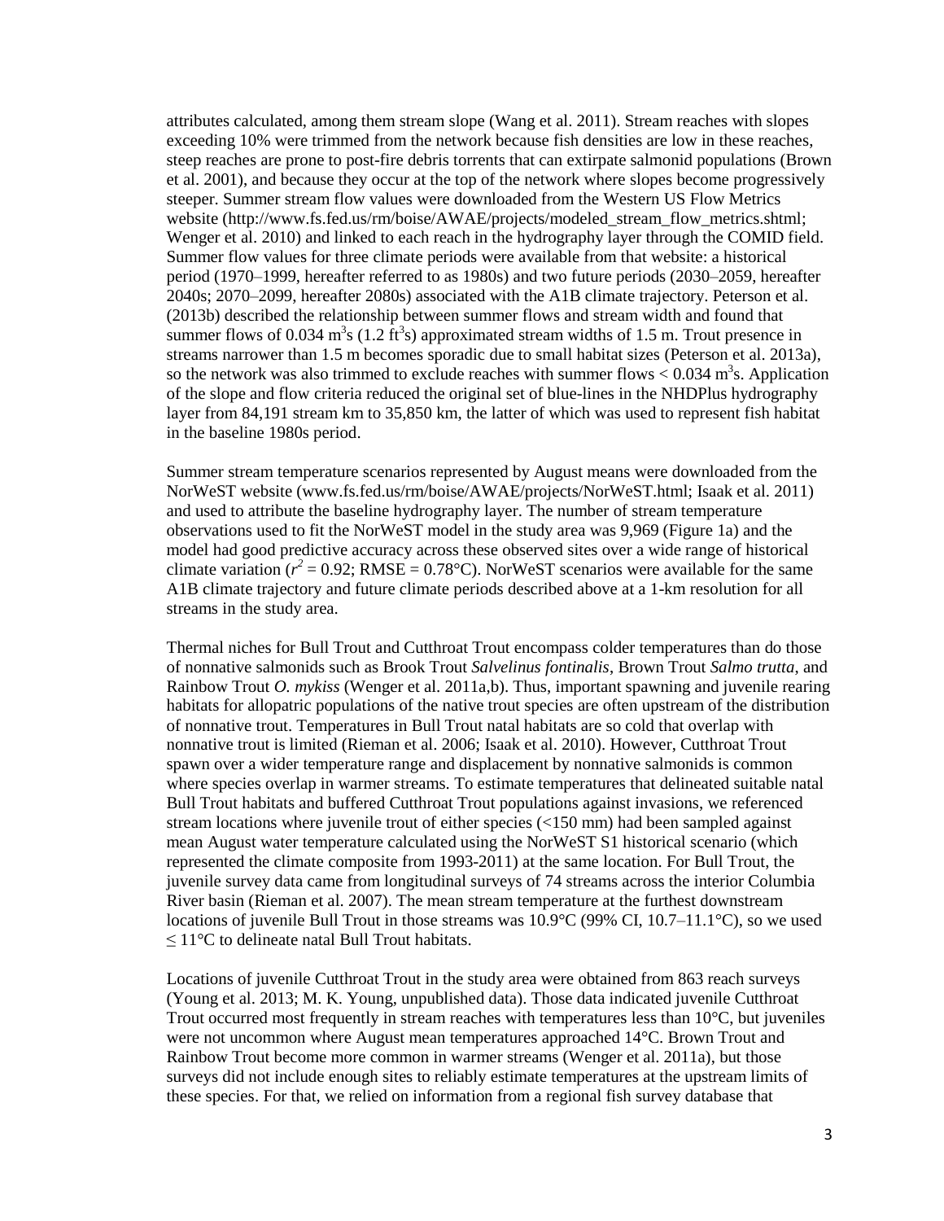attributes calculated, among them stream slope (Wang et al. 2011). Stream reaches with slopes exceeding 10% were trimmed from the network because fish densities are low in these reaches, steep reaches are prone to post-fire debris torrents that can extirpate salmonid populations (Brown et al. 2001), and because they occur at the top of the network where slopes become progressively steeper. Summer stream flow values were downloaded from the Western US Flow Metrics website (http://www.fs.fed.us/rm/boise/AWAE/projects/modeled_stream_flow_metrics.shtml; Wenger et al. 2010) and linked to each reach in the hydrography layer through the COMID field. Summer flow values for three climate periods were available from that website: a historical period (1970–1999, hereafter referred to as 1980s) and two future periods (2030–2059, hereafter 2040s; 2070–2099, hereafter 2080s) associated with the A1B climate trajectory. Peterson et al. (2013b) described the relationship between summer flows and stream width and found that summer flows of 0.034 $m^3s$ (1.2 $ft^3s$) approximated stream widths of 1.5 m. Trout presence in streams narrower than 1.5 m becomes sporadic due to small habitat sizes (Peterson et al. 2013a), so the network was also trimmed to exclude reaches with summer flows < 0.034 $m^3s$. Application of the slope and flow criteria reduced the original set of blue-lines in the NHDPlus hydrography layer from 84,191 stream km to 35,850 km, the latter of which was used to represent fish habitat in the baseline 1980s period.

Summer stream temperature scenarios represented by August means were downloaded from the NorWeST website (www.fs.fed.us/rm/boise/AWAE/projects/NorWeST.html; Isaak et al. 2011) and used to attribute the baseline hydrography layer. The number of stream temperature observations used to fit the NorWeST model in the study area was 9,969 (Figure 1a) and the model had good predictive accuracy across these observed sites over a wide range of historical climate variation ($r^2$ = 0.92; RMSE = 0.78°C). NorWeST scenarios were available for the same A1B climate trajectory and future climate periods described above at a 1-km resolution for all streams in the study area.

Thermal niches for Bull Trout and Cutthroat Trout encompass colder temperatures than do those of nonnative salmonids such as Brook Trout *Salvelinus fontinalis*, Brown Trout *Salmo trutta*, and Rainbow Trout *O. mykiss* (Wenger et al. 2011a,b). Thus, important spawning and juvenile rearing habitats for allopatric populations of the native trout species are often upstream of the distribution of nonnative trout. Temperatures in Bull Trout natal habitats are so cold that overlap with nonnative trout is limited (Rieman et al. 2006; Isaak et al. 2010). However, Cutthroat Trout spawn over a wider temperature range and displacement by nonnative salmonids is common where species overlap in warmer streams. To estimate temperatures that delineated suitable natal Bull Trout habitats and buffered Cutthroat Trout populations against invasions, we referenced stream locations where juvenile trout of either species (<150 mm) had been sampled against mean August water temperature calculated using the NorWeST S1 historical scenario (which represented the climate composite from 1993-2011) at the same location. For Bull Trout, the juvenile survey data came from longitudinal surveys of 74 streams across the interior Columbia River basin (Rieman et al. 2007). The mean stream temperature at the furthest downstream locations of juvenile Bull Trout in those streams was 10.9°C (99% CI, 10.7–11.1°C), so we used ≤ 11°C to delineate natal Bull Trout habitats.

Locations of juvenile Cutthroat Trout in the study area were obtained from 863 reach surveys (Young et al. 2013; M. K. Young, unpublished data). Those data indicated juvenile Cutthroat Trout occurred most frequently in stream reaches with temperatures less than 10°C, but juveniles were not uncommon where August mean temperatures approached 14°C. Brown Trout and Rainbow Trout become more common in warmer streams (Wenger et al. 2011a), but those surveys did not include enough sites to reliably estimate temperatures at the upstream limits of these species. For that, we relied on information from a regional fish survey database that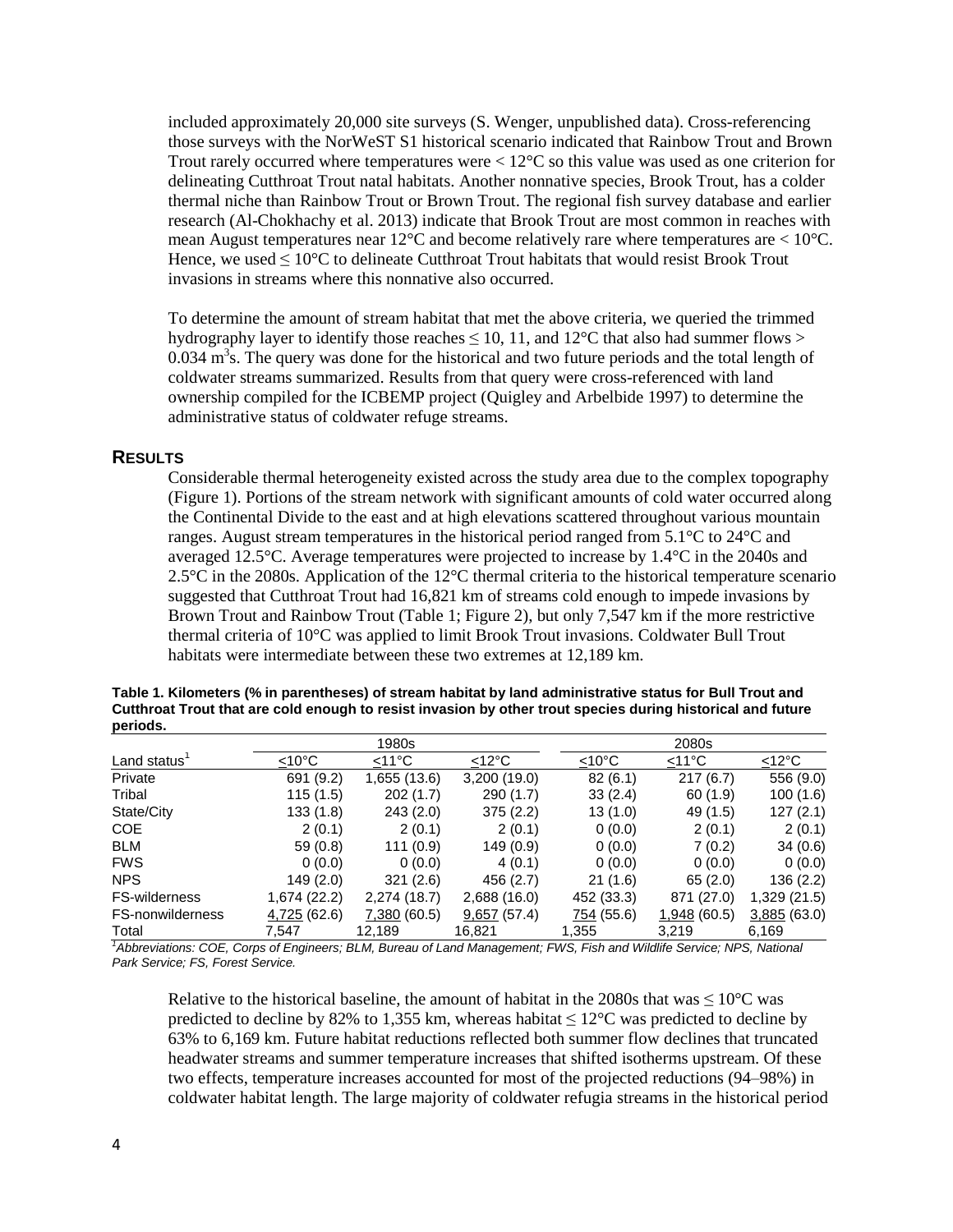included approximately 20,000 site surveys (S. Wenger, unpublished data). Cross-referencing those surveys with the NorWeST S1 historical scenario indicated that Rainbow Trout and Brown Trout rarely occurred where temperatures were < 12°C so this value was used as one criterion for delineating Cutthroat Trout natal habitats. Another nonnative species, Brook Trout, has a colder thermal niche than Rainbow Trout or Brown Trout. The regional fish survey database and earlier research (Al-Chokhachy et al. 2013) indicate that Brook Trout are most common in reaches with mean August temperatures near 12°C and become relatively rare where temperatures are < 10°C. Hence, we used ≤ 10°C to delineate Cutthroat Trout habitats that would resist Brook Trout invasions in streams where this nonnative also occurred.

To determine the amount of stream habitat that met the above criteria, we queried the trimmed hydrography layer to identify those reaches ≤ 10, 11, and 12°C that also had summer flows > 0.034 $m^3$s. The query was done for the historical and two future periods and the total length of coldwater streams summarized. Results from that query were cross-referenced with land ownership compiled for the ICBEMP project (Quigley and Arbelbide 1997) to determine the administrative status of coldwater refuge streams.

## RESULTS

Considerable thermal heterogeneity existed across the study area due to the complex topography (Figure 1). Portions of the stream network with significant amounts of cold water occurred along the Continental Divide to the east and at high elevations scattered throughout various mountain ranges. August stream temperatures in the historical period ranged from 5.1°C to 24°C and averaged 12.5°C. Average temperatures were projected to increase by 1.4°C in the 2040s and 2.5°C in the 2080s. Application of the 12°C thermal criteria to the historical temperature scenario suggested that Cutthroat Trout had 16,821 km of streams cold enough to impede invasions by Brown Trout and Rainbow Trout (Table 1; Figure 2), but only 7,547 km if the more restrictive thermal criteria of 10°C was applied to limit Brook Trout invasions. Coldwater Bull Trout habitats were intermediate between these two extremes at 12,189 km.

**Table 1. Kilometers (% in parentheses) of stream habitat by land administrative status for Bull Trout and Cutthroat Trout that are cold enough to resist invasion by other trout species during historical and future periods.**

| | 1980s | | | 2080s | | |
|---|---|---|---|---|---|---|
| Land status[1] | ≤10°C | ≤11°C | ≤12°C | ≤10°C | ≤11°C | ≤12°C |
| Private | 691 (9.2) | 1,655 (13.6) | 3,200 (19.0) | 82 (6.1) | 217 (6.7) | 556 (9.0) |
| Tribal | 115 (1.5) | 202 (1.7) | 290 (1.7) | 33 (2.4) | 60 (1.9) | 100 (1.6) |
| State/City | 133 (1.8) | 243 (2.0) | 375 (2.2) | 13 (1.0) | 49 (1.5) | 127 (2.1) |
| COE | 2 (0.1) | 2 (0.1) | 2 (0.1) | 0 (0.0) | 2 (0.1) | 2 (0.1) |
| BLM | 59 (0.8) | 111 (0.9) | 149 (0.9) | 0 (0.0) | 7 (0.2) | 34 (0.6) |
| FWS | 0 (0.0) | 0 (0.0) | 4 (0.1) | 0 (0.0) | 0 (0.0) | 0 (0.0) |
| NPS | 149 (2.0) | 321 (2.6) | 456 (2.7) | 21 (1.6) | 65 (2.0) | 136 (2.2) |
| FS-wilderness | 1,674 (22.2) | 2,274 (18.7) | 2,688 (16.0) | 452 (33.3) | 871 (27.0) | 1,329 (21.5) |
| FS-nonwilderness | 4,725 (62.6) | 7,380 (60.5) | 9,657 (57.4) | 754 (55.6) | 1,948 (60.5) | 3,885 (63.0) |
| Total | 7,547 | 12,189 | 16,821 | 1,355 | 3,219 | 6,169 |

[1]*Abbreviations: COE, Corps of Engineers; BLM, Bureau of Land Management; FWS, Fish and Wildlife Service; NPS, National Park Service; FS, Forest Service.*

Relative to the historical baseline, the amount of habitat in the 2080s that was ≤ 10°C was predicted to decline by 82% to 1,355 km, whereas habitat ≤ 12°C was predicted to decline by 63% to 6,169 km. Future habitat reductions reflected both summer flow declines that truncated headwater streams and summer temperature increases that shifted isotherms upstream. Of these two effects, temperature increases accounted for most of the projected reductions (94–98%) in coldwater habitat length. The large majority of coldwater refugia streams in the historical period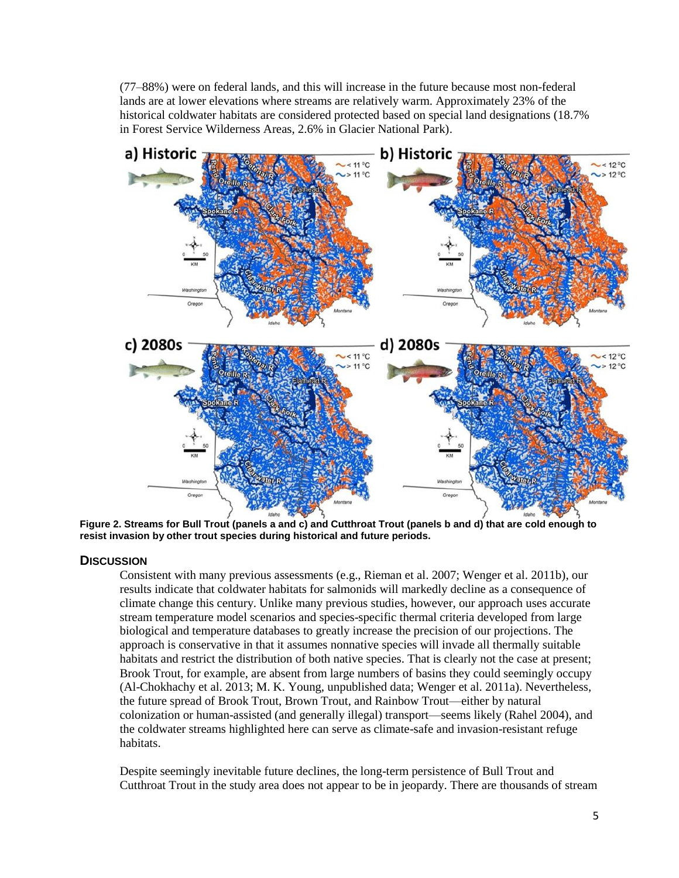(77–88%) were on federal lands, and this will increase in the future because most non-federal lands are at lower elevations where streams are relatively warm. Approximately 23% of the historical coldwater habitats are considered protected based on special land designations (18.7% in Forest Service Wilderness Areas, 2.6% in Glacier National Park).

**Figure 2. Streams for Bull Trout (panels a and c) and Cutthroat Trout (panels b and d) that are cold enough to resist invasion by other trout species during historical and future periods.**

## DISCUSSION

Consistent with many previous assessments (e.g., Rieman et al. 2007; Wenger et al. 2011b), our results indicate that coldwater habitats for salmonids will markedly decline as a consequence of climate change this century. Unlike many previous studies, however, our approach uses accurate stream temperature model scenarios and species-specific thermal criteria developed from large biological and temperature databases to greatly increase the precision of our projections. The approach is conservative in that it assumes nonnative species will invade all thermally suitable habitats and restrict the distribution of both native species. That is clearly not the case at present; Brook Trout, for example, are absent from large numbers of basins they could seemingly occupy (Al-Chokhachy et al. 2013; M. K. Young, unpublished data; Wenger et al. 2011a). Nevertheless, the future spread of Brook Trout, Brown Trout, and Rainbow Trout—either by natural colonization or human-assisted (and generally illegal) transport—seems likely (Rahel 2004), and the coldwater streams highlighted here can serve as climate-safe and invasion-resistant refuge habitats.

Despite seemingly inevitable future declines, the long-term persistence of Bull Trout and Cutthroat Trout in the study area does not appear to be in jeopardy. There are thousands of stream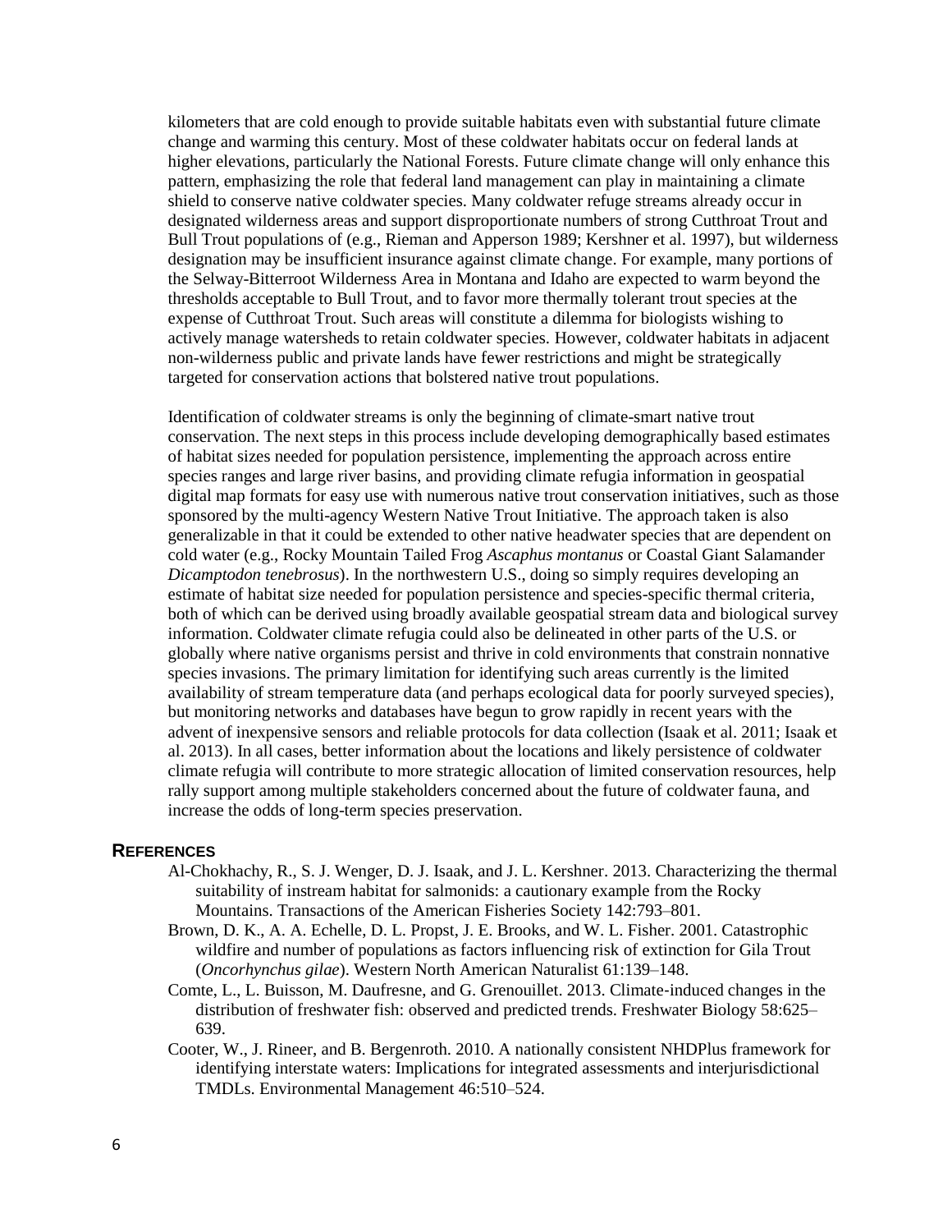kilometers that are cold enough to provide suitable habitats even with substantial future climate change and warming this century. Most of these coldwater habitats occur on federal lands at higher elevations, particularly the National Forests. Future climate change will only enhance this pattern, emphasizing the role that federal land management can play in maintaining a climate shield to conserve native coldwater species. Many coldwater refuge streams already occur in designated wilderness areas and support disproportionate numbers of strong Cutthroat Trout and Bull Trout populations of (e.g., Rieman and Apperson 1989; Kershner et al. 1997), but wilderness designation may be insufficient insurance against climate change. For example, many portions of the Selway-Bitterroot Wilderness Area in Montana and Idaho are expected to warm beyond the thresholds acceptable to Bull Trout, and to favor more thermally tolerant trout species at the expense of Cutthroat Trout. Such areas will constitute a dilemma for biologists wishing to actively manage watersheds to retain coldwater species. However, coldwater habitats in adjacent non-wilderness public and private lands have fewer restrictions and might be strategically targeted for conservation actions that bolstered native trout populations.

Identification of coldwater streams is only the beginning of climate-smart native trout conservation. The next steps in this process include developing demographically based estimates of habitat sizes needed for population persistence, implementing the approach across entire species ranges and large river basins, and providing climate refugia information in geospatial digital map formats for easy use with numerous native trout conservation initiatives, such as those sponsored by the multi-agency Western Native Trout Initiative. The approach taken is also generalizable in that it could be extended to other native headwater species that are dependent on cold water (e.g., Rocky Mountain Tailed Frog *Ascaphus montanus* or Coastal Giant Salamander *Dicamptodon tenebrosus*). In the northwestern U.S., doing so simply requires developing an estimate of habitat size needed for population persistence and species-specific thermal criteria, both of which can be derived using broadly available geospatial stream data and biological survey information. Coldwater climate refugia could also be delineated in other parts of the U.S. or globally where native organisms persist and thrive in cold environments that constrain nonnative species invasions. The primary limitation for identifying such areas currently is the limited availability of stream temperature data (and perhaps ecological data for poorly surveyed species), but monitoring networks and databases have begun to grow rapidly in recent years with the advent of inexpensive sensors and reliable protocols for data collection (Isaak et al. 2011; Isaak et al. 2013). In all cases, better information about the locations and likely persistence of coldwater climate refugia will contribute to more strategic allocation of limited conservation resources, help rally support among multiple stakeholders concerned about the future of coldwater fauna, and increase the odds of long-term species preservation.

## REFERENCES

Al-Chokhachy, R., S. J. Wenger, D. J. Isaak, and J. L. Kershner. 2013. Characterizing the thermal suitability of instream habitat for salmonids: a cautionary example from the Rocky Mountains. Transactions of the American Fisheries Society 142:793–801.

Brown, D. K., A. A. Echelle, D. L. Propst, J. E. Brooks, and W. L. Fisher. 2001. Catastrophic wildfire and number of populations as factors influencing risk of extinction for Gila Trout (*Oncorhynchus gilae*). Western North American Naturalist 61:139–148.

Comte, L., L. Buisson, M. Daufresne, and G. Grenouillet. 2013. Climate-induced changes in the distribution of freshwater fish: observed and predicted trends. Freshwater Biology 58:625–639.

Cooter, W., J. Rineer, and B. Bergenroth. 2010. A nationally consistent NHDPlus framework for identifying interstate waters: Implications for integrated assessments and interjurisdictional TMDLs. Environmental Management 46:510–524.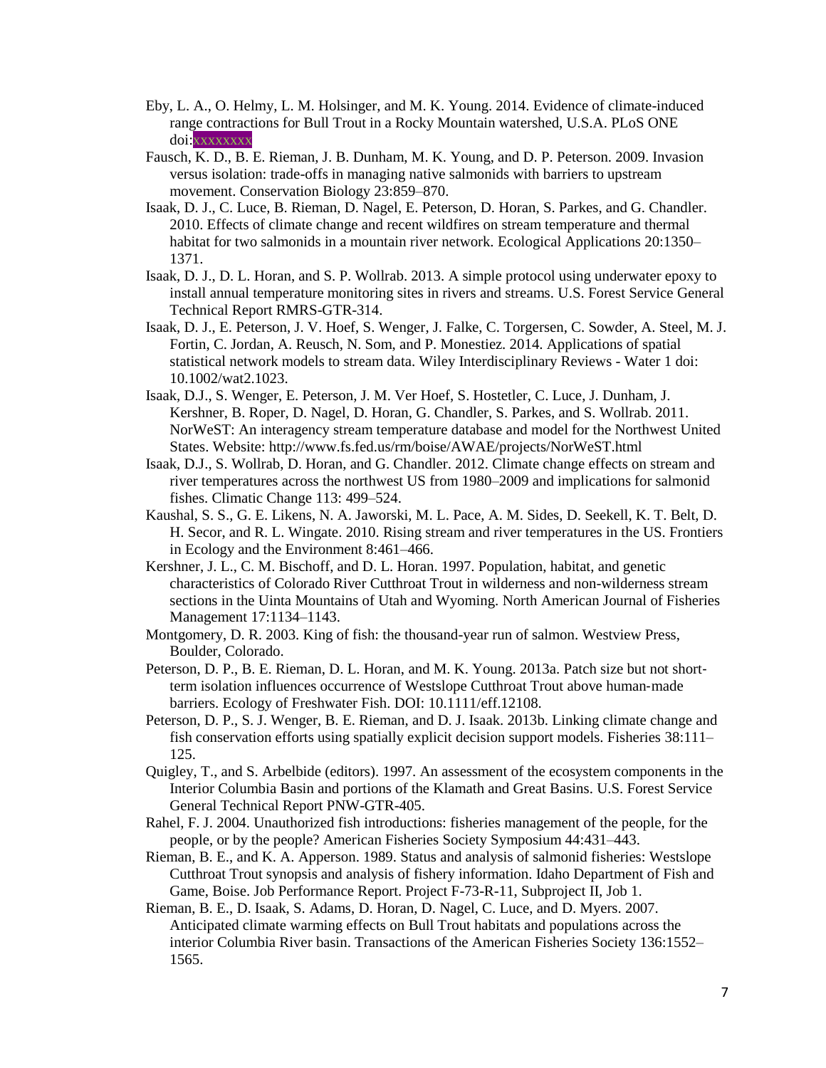Eby, L. A., O. Helmy, L. M. Holsinger, and M. K. Young. 2014. Evidence of climate-induced range contractions for Bull Trout in a Rocky Mountain watershed, U.S.A. PLoS ONE doi:xxxxxxxx

Fausch, K. D., B. E. Rieman, J. B. Dunham, M. K. Young, and D. P. Peterson. 2009. Invasion versus isolation: trade-offs in managing native salmonids with barriers to upstream movement. Conservation Biology 23:859–870.

Isaak, D. J., C. Luce, B. Rieman, D. Nagel, E. Peterson, D. Horan, S. Parkes, and G. Chandler. 2010. Effects of climate change and recent wildfires on stream temperature and thermal habitat for two salmonids in a mountain river network. Ecological Applications 20:1350–1371.

Isaak, D. J., D. L. Horan, and S. P. Wollrab. 2013. A simple protocol using underwater epoxy to install annual temperature monitoring sites in rivers and streams. U.S. Forest Service General Technical Report RMRS-GTR-314.

Isaak, D. J., E. Peterson, J. V. Hoef, S. Wenger, J. Falke, C. Torgersen, C. Sowder, A. Steel, M. J. Fortin, C. Jordan, A. Reusch, N. Som, and P. Monestiez. 2014. Applications of spatial statistical network models to stream data. Wiley Interdisciplinary Reviews - Water 1 doi: 10.1002/wat2.1023.

Isaak, D.J., S. Wenger, E. Peterson, J. M. Ver Hoef, S. Hostetler, C. Luce, J. Dunham, J. Kershner, B. Roper, D. Nagel, D. Horan, G. Chandler, S. Parkes, and S. Wollrab. 2011. NorWeST: An interagency stream temperature database and model for the Northwest United States. Website: http://www.fs.fed.us/rm/boise/AWAE/projects/NorWeST.html

Isaak, D.J., S. Wollrab, D. Horan, and G. Chandler. 2012. Climate change effects on stream and river temperatures across the northwest US from 1980–2009 and implications for salmonid fishes. Climatic Change 113: 499–524.

Kaushal, S. S., G. E. Likens, N. A. Jaworski, M. L. Pace, A. M. Sides, D. Seekell, K. T. Belt, D. H. Secor, and R. L. Wingate. 2010. Rising stream and river temperatures in the US. Frontiers in Ecology and the Environment 8:461–466.

Kershner, J. L., C. M. Bischoff, and D. L. Horan. 1997. Population, habitat, and genetic characteristics of Colorado River Cutthroat Trout in wilderness and non-wilderness stream sections in the Uinta Mountains of Utah and Wyoming. North American Journal of Fisheries Management 17:1134–1143.

Montgomery, D. R. 2003. King of fish: the thousand-year run of salmon. Westview Press, Boulder, Colorado.

Peterson, D. P., B. E. Rieman, D. L. Horan, and M. K. Young. 2013a. Patch size but not short-term isolation influences occurrence of Westslope Cutthroat Trout above human-made barriers. Ecology of Freshwater Fish. DOI: 10.1111/eff.12108.

Peterson, D. P., S. J. Wenger, B. E. Rieman, and D. J. Isaak. 2013b. Linking climate change and fish conservation efforts using spatially explicit decision support models. Fisheries 38:111–125.

Quigley, T., and S. Arbelbide (editors). 1997. An assessment of the ecosystem components in the Interior Columbia Basin and portions of the Klamath and Great Basins. U.S. Forest Service General Technical Report PNW-GTR-405.

Rahel, F. J. 2004. Unauthorized fish introductions: fisheries management of the people, for the people, or by the people? American Fisheries Society Symposium 44:431–443.

Rieman, B. E., and K. A. Apperson. 1989. Status and analysis of salmonid fisheries: Westslope Cutthroat Trout synopsis and analysis of fishery information. Idaho Department of Fish and Game, Boise. Job Performance Report. Project F-73-R-11, Subproject II, Job 1.

Rieman, B. E., D. Isaak, S. Adams, D. Horan, D. Nagel, C. Luce, and D. Myers. 2007. Anticipated climate warming effects on Bull Trout habitats and populations across the interior Columbia River basin. Transactions of the American Fisheries Society 136:1552–1565.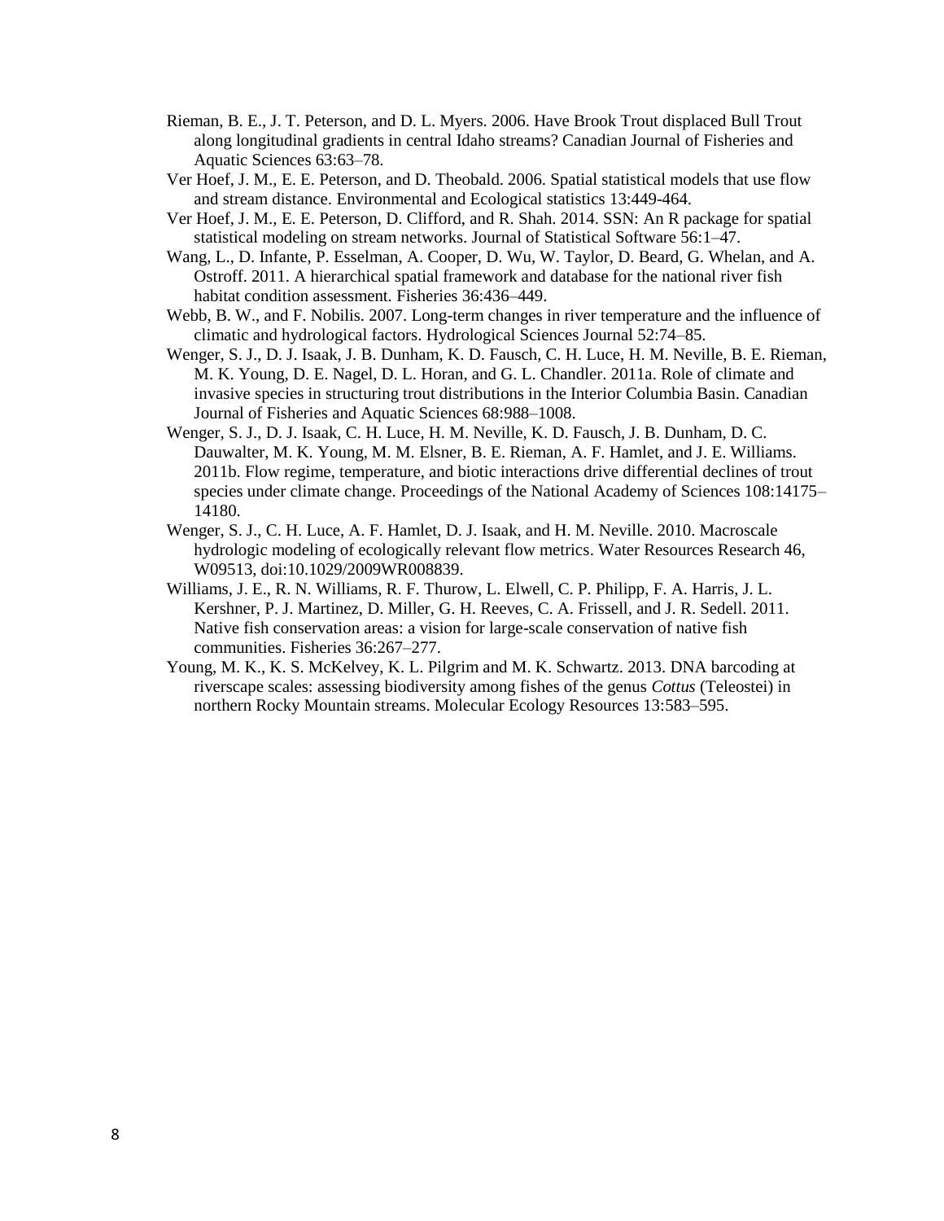Rieman, B. E., J. T. Peterson, and D. L. Myers. 2006. Have Brook Trout displaced Bull Trout along longitudinal gradients in central Idaho streams? Canadian Journal of Fisheries and Aquatic Sciences 63:63–78.

Ver Hoef, J. M., E. E. Peterson, and D. Theobald. 2006. Spatial statistical models that use flow and stream distance. Environmental and Ecological statistics 13:449-464.

Ver Hoef, J. M., E. E. Peterson, D. Clifford, and R. Shah. 2014. SSN: An R package for spatial statistical modeling on stream networks. Journal of Statistical Software 56:1–47.

Wang, L., D. Infante, P. Esselman, A. Cooper, D. Wu, W. Taylor, D. Beard, G. Whelan, and A. Ostroff. 2011. A hierarchical spatial framework and database for the national river fish habitat condition assessment. Fisheries 36:436–449.

Webb, B. W., and F. Nobilis. 2007. Long-term changes in river temperature and the influence of climatic and hydrological factors. Hydrological Sciences Journal 52:74–85.

Wenger, S. J., D. J. Isaak, J. B. Dunham, K. D. Fausch, C. H. Luce, H. M. Neville, B. E. Rieman, M. K. Young, D. E. Nagel, D. L. Horan, and G. L. Chandler. 2011a. Role of climate and invasive species in structuring trout distributions in the Interior Columbia Basin. Canadian Journal of Fisheries and Aquatic Sciences 68:988–1008.

Wenger, S. J., D. J. Isaak, C. H. Luce, H. M. Neville, K. D. Fausch, J. B. Dunham, D. C. Dauwalter, M. K. Young, M. M. Elsner, B. E. Rieman, A. F. Hamlet, and J. E. Williams. 2011b. Flow regime, temperature, and biotic interactions drive differential declines of trout species under climate change. Proceedings of the National Academy of Sciences 108:14175–14180.

Wenger, S. J., C. H. Luce, A. F. Hamlet, D. J. Isaak, and H. M. Neville. 2010. Macroscale hydrologic modeling of ecologically relevant flow metrics. Water Resources Research 46, W09513, doi:10.1029/2009WR008839.

Williams, J. E., R. N. Williams, R. F. Thurow, L. Elwell, C. P. Philipp, F. A. Harris, J. L. Kershner, P. J. Martinez, D. Miller, G. H. Reeves, C. A. Frissell, and J. R. Sedell. 2011. Native fish conservation areas: a vision for large-scale conservation of native fish communities. Fisheries 36:267–277.

Young, M. K., K. S. McKelvey, K. L. Pilgrim and M. K. Schwartz. 2013. DNA barcoding at riverscape scales: assessing biodiversity among fishes of the genus *Cottus* (Teleostei) in northern Rocky Mountain streams. Molecular Ecology Resources 13:583–595.